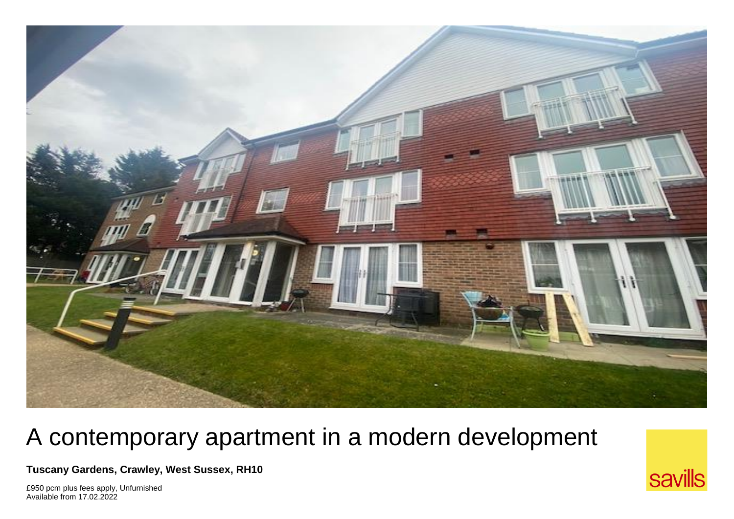# A contemporary apartment in a modern development

**Tuscany Gardens, Crawley, West Sussex, RH10**

£950 pcm plus fees apply, Unfurnished
Available from 17.02.2022

savills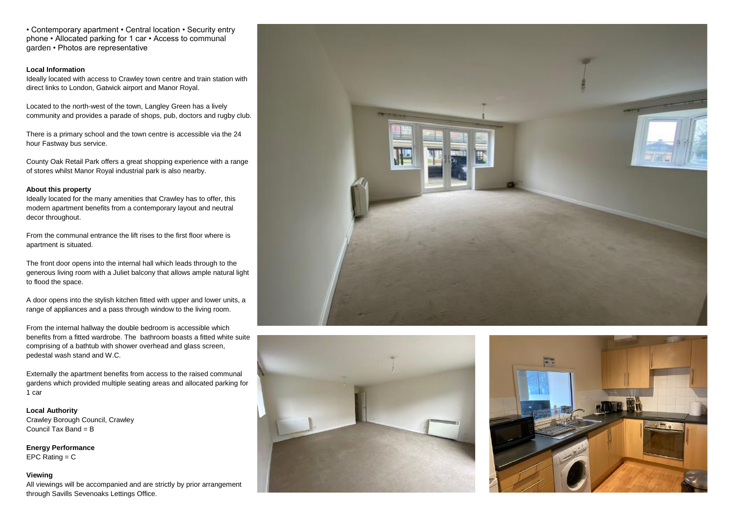• Contemporary apartment • Central location • Security entry phone • Allocated parking for 1 car • Access to communal garden • Photos are representative

**Local Information**

Ideally located with access to Crawley town centre and train station with direct links to London, Gatwick airport and Manor Royal.

Located to the north-west of the town, Langley Green has a lively community and provides a parade of shops, pub, doctors and rugby club.

There is a primary school and the town centre is accessible via the 24 hour Fastway bus service.

County Oak Retail Park offers a great shopping experience with a range of stores whilst Manor Royal industrial park is also nearby.

**About this property**

Ideally located for the many amenities that Crawley has to offer, this modern apartment benefits from a contemporary layout and neutral decor throughout.

From the communal entrance the lift rises to the first floor where is apartment is situated.

The front door opens into the internal hall which leads through to the generous living room with a Juliet balcony that allows ample natural light to flood the space.

A door opens into the stylish kitchen fitted with upper and lower units, a range of appliances and a pass through window to the living room.

From the internal hallway the double bedroom is accessible which benefits from a fitted wardrobe. The bathroom boasts a fitted white suite comprising of a bathtub with shower overhead and glass screen, pedestal wash stand and W.C.

Externally the apartment benefits from access to the raised communal gardens which provided multiple seating areas and allocated parking for 1 car

**Local Authority**

Crawley Borough Council, Crawley
Council Tax Band = B

**Energy Performance**

EPC Rating = C

**Viewing**

All viewings will be accompanied and are strictly by prior arrangement through Savills Sevenoaks Lettings Office.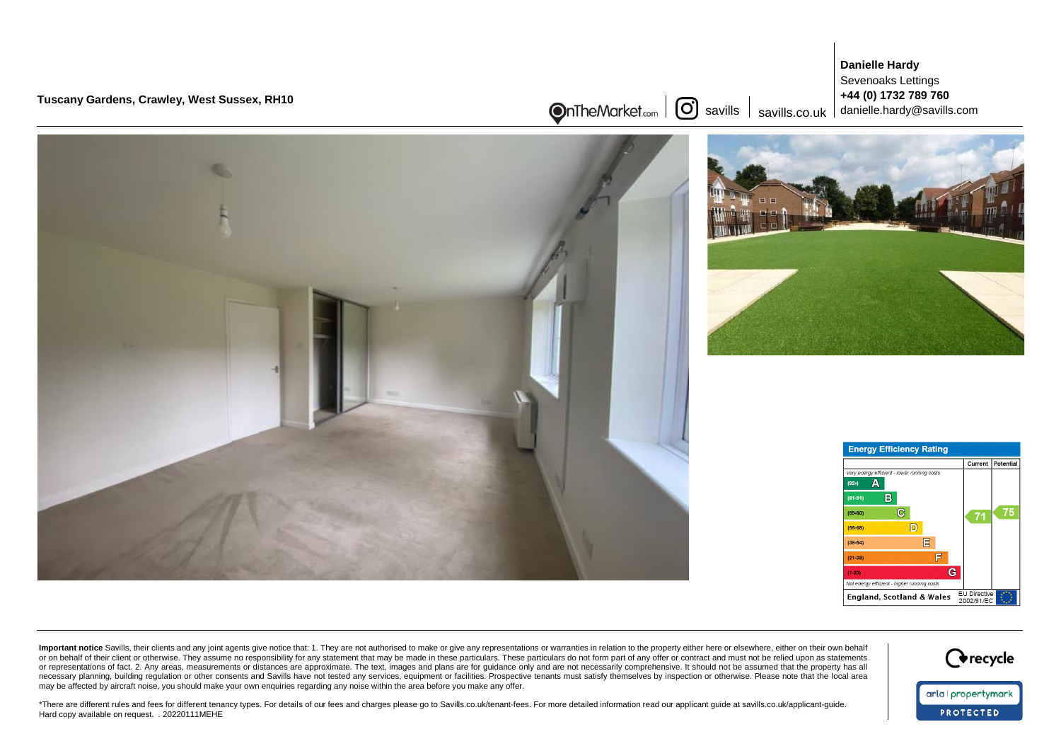Tuscany Gardens, Crawley, West Sussex, RH10

OnTheMarket.com | savills | savills.co.uk

**Danielle Hardy**
Sevenoaks Lettings
**+44 (0) 1732 789 760**
danielle.hardy@savills.com

Energy Efficiency Rating

Current | Potential

Very energy efficient - lower running costs

(92+) A

(81-91) B

(69-80) C

(55-68) D

(39-54) E

(21-38) F

(1-20) G

Not energy efficient - higher running costs

71

75

England, Scotland & Wales

EU Directive 2002/91/EC

**Important notice** Savills, their clients and any joint agents give notice that: 1. They are not authorised to make or give any representations or warranties in relation to the property either here or elsewhere, either on their own behalf or on behalf of their client or otherwise. They assume no responsibility for any statement that may be made in these particulars. These particulars do not form part of any offer or contract and must not be relied upon as statements or representations of fact. 2. Any areas, measurements or distances are approximate. The text, images and plans are for guidance only and are not necessarily comprehensive. It should not be assumed that the property has all necessary planning, building regulation or other consents and Savills have not tested any services, equipment or facilities. Prospective tenants must satisfy themselves by inspection or otherwise. Please note that the local area may be affected by aircraft noise, you should make your own enquiries regarding any noise within the area before you make any offer.

*There are different rules and fees for different tenancy types. For details of our fees and charges please go to Savills.co.uk/tenant-fees. For more detailed information read our applicant guide at savills.co.uk/applicant-guide. Hard copy available on request. . 20220111MEHE

recycle

arla | propertymark PROTECTED